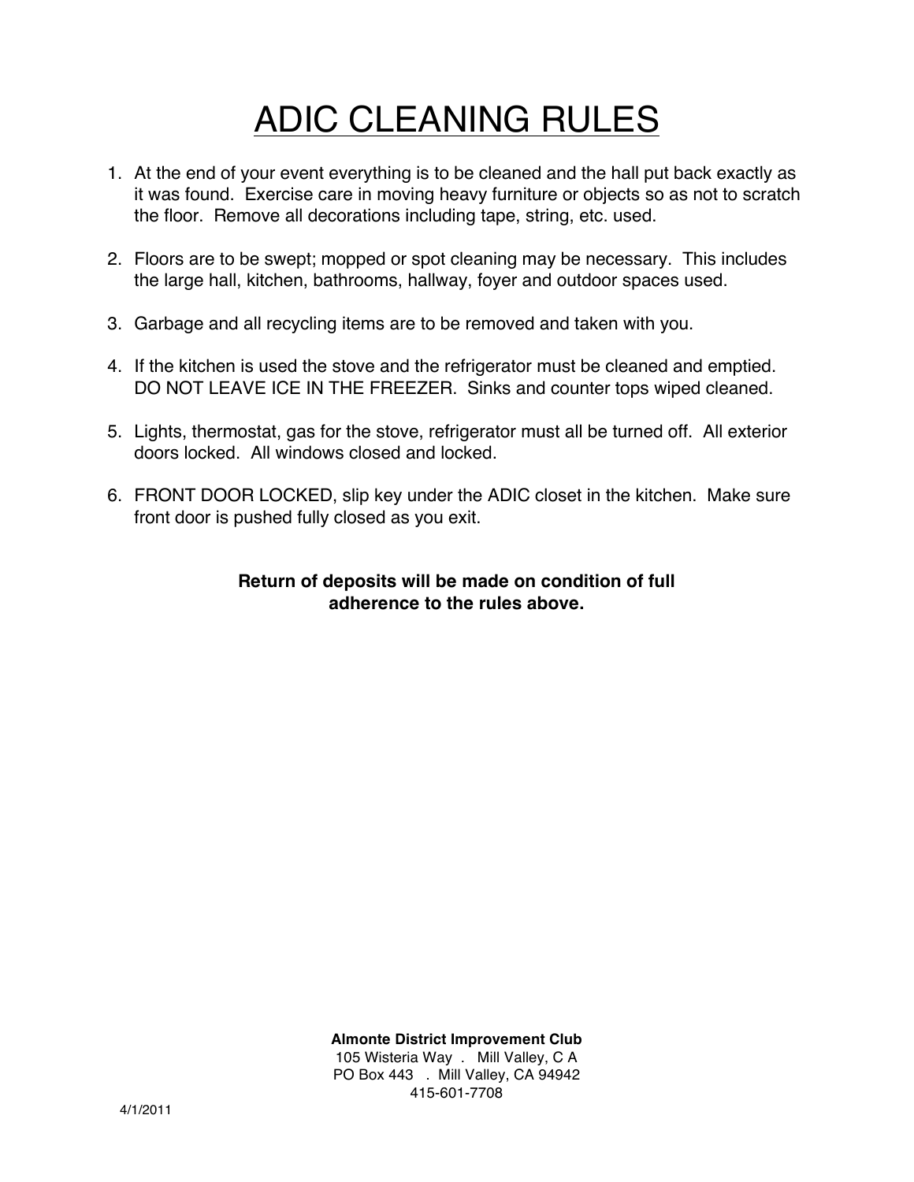# ADIC CLEANING RULES

1. At the end of your event everything is to be cleaned and the hall put back exactly as it was found. Exercise care in moving heavy furniture or objects so as not to scratch the floor. Remove all decorations including tape, string, etc. used.

2. Floors are to be swept; mopped or spot cleaning may be necessary. This includes the large hall, kitchen, bathrooms, hallway, foyer and outdoor spaces used.

3. Garbage and all recycling items are to be removed and taken with you.

4. If the kitchen is used the stove and the refrigerator must be cleaned and emptied. DO NOT LEAVE ICE IN THE FREEZER. Sinks and counter tops wiped cleaned.

5. Lights, thermostat, gas for the stove, refrigerator must all be turned off. All exterior doors locked. All windows closed and locked.

6. FRONT DOOR LOCKED, slip key under the ADIC closet in the kitchen. Make sure front door is pushed fully closed as you exit.

**Return of deposits will be made on condition of full adherence to the rules above.**

**Almonte District Improvement Club**
105 Wisteria Way . Mill Valley, C A
PO Box 443 . Mill Valley, CA 94942
415-601-7708

4/1/2011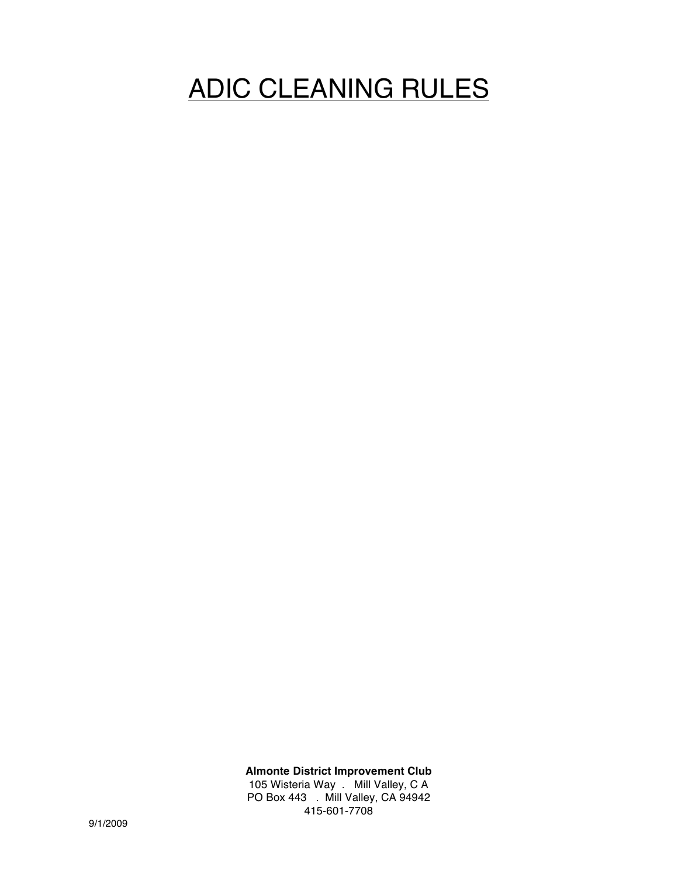# ADIC CLEANING RULES

**Almonte District Improvement Club**
105 Wisteria Way . Mill Valley, C A
PO Box 443 . Mill Valley, CA 94942
415-601-7708

9/1/2009